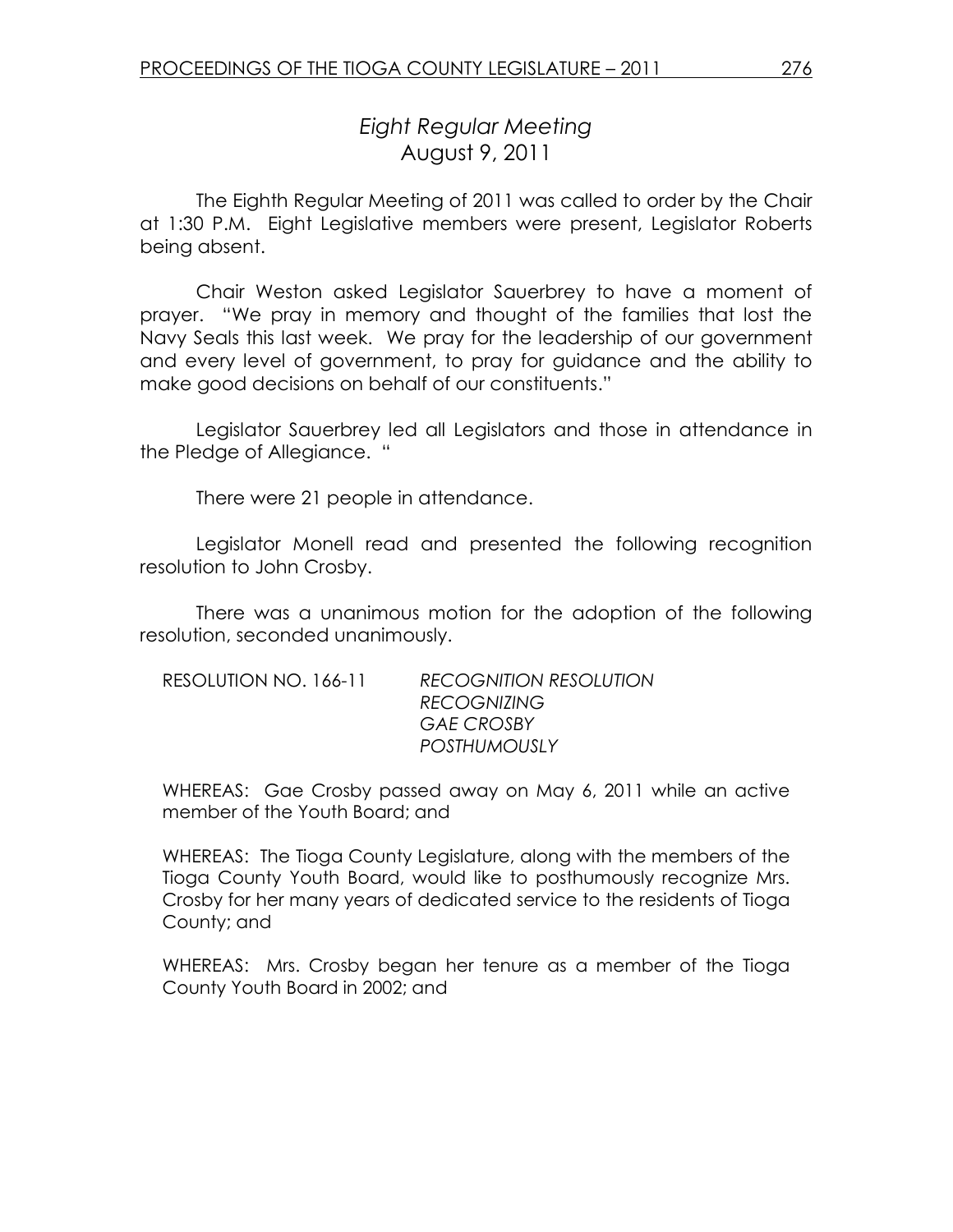# *Eight Regular Meeting*
## August 9, 2011

The Eighth Regular Meeting of 2011 was called to order by the Chair at 1:30 P.M. Eight Legislative members were present, Legislator Roberts being absent.

Chair Weston asked Legislator Sauerbrey to have a moment of prayer. "We pray in memory and thought of the families that lost the Navy Seals this last week. We pray for the leadership of our government and every level of government, to pray for guidance and the ability to make good decisions on behalf of our constituents."

Legislator Sauerbrey led all Legislators and those in attendance in the Pledge of Allegiance. "

There were 21 people in attendance.

Legislator Monell read and presented the following recognition resolution to John Crosby.

There was a unanimous motion for the adoption of the following resolution, seconded unanimously.

RESOLUTION NO. 166-11 *RECOGNITION RESOLUTION*
*RECOGNIZING*
*GAE CROSBY*
*POSTHUMOUSLY*

WHEREAS: Gae Crosby passed away on May 6, 2011 while an active member of the Youth Board; and

WHEREAS: The Tioga County Legislature, along with the members of the Tioga County Youth Board, would like to posthumously recognize Mrs. Crosby for her many years of dedicated service to the residents of Tioga County; and

WHEREAS: Mrs. Crosby began her tenure as a member of the Tioga County Youth Board in 2002; and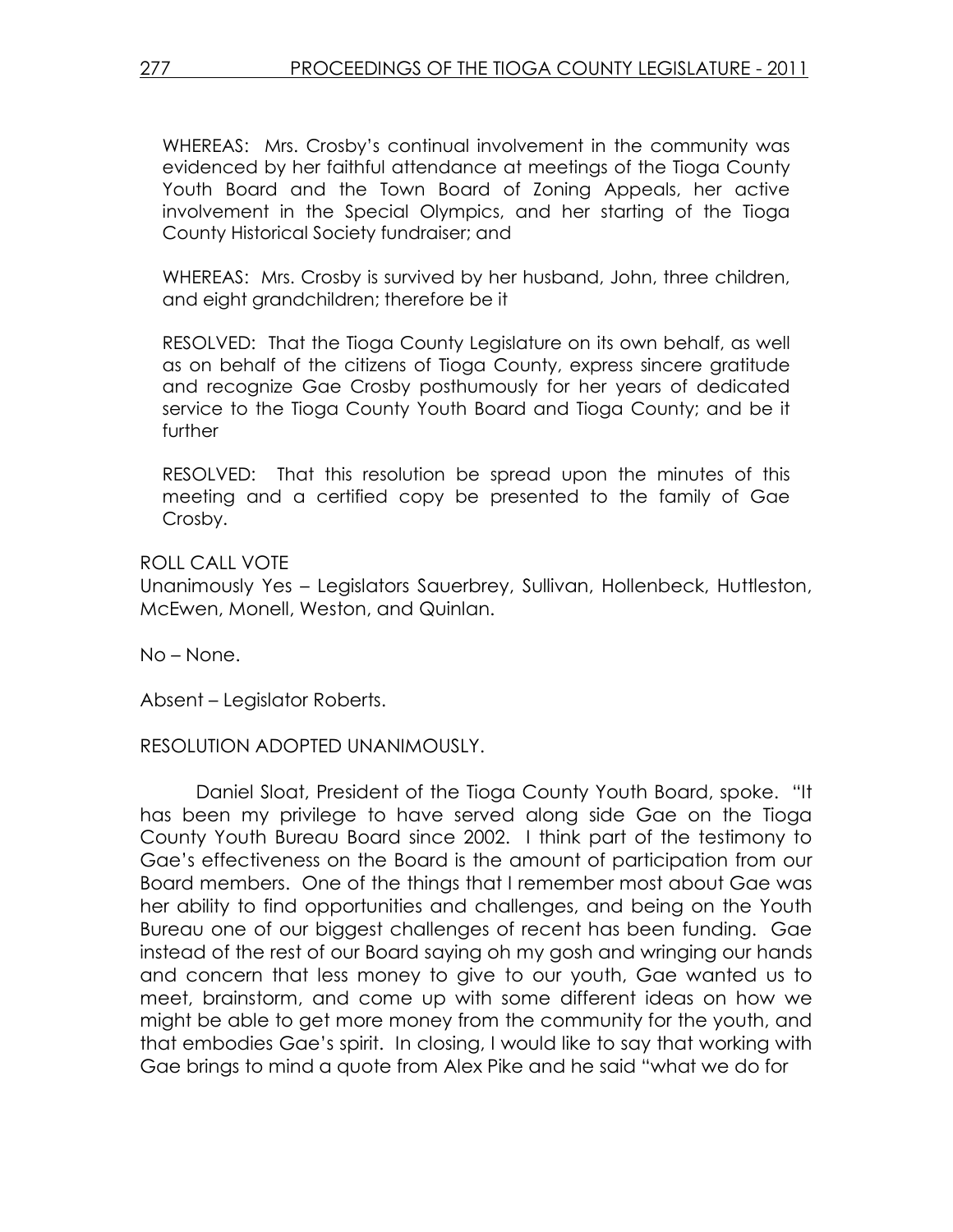WHEREAS: Mrs. Crosby's continual involvement in the community was evidenced by her faithful attendance at meetings of the Tioga County Youth Board and the Town Board of Zoning Appeals, her active involvement in the Special Olympics, and her starting of the Tioga County Historical Society fundraiser; and

WHEREAS: Mrs. Crosby is survived by her husband, John, three children, and eight grandchildren; therefore be it

RESOLVED: That the Tioga County Legislature on its own behalf, as well as on behalf of the citizens of Tioga County, express sincere gratitude and recognize Gae Crosby posthumously for her years of dedicated service to the Tioga County Youth Board and Tioga County; and be it further

RESOLVED: That this resolution be spread upon the minutes of this meeting and a certified copy be presented to the family of Gae Crosby.

ROLL CALL VOTE
Unanimously Yes – Legislators Sauerbrey, Sullivan, Hollenbeck, Huttleston, McEwen, Monell, Weston, and Quinlan.

No – None.

Absent – Legislator Roberts.

RESOLUTION ADOPTED UNANIMOUSLY.

Daniel Sloat, President of the Tioga County Youth Board, spoke. "It has been my privilege to have served along side Gae on the Tioga County Youth Bureau Board since 2002. I think part of the testimony to Gae's effectiveness on the Board is the amount of participation from our Board members. One of the things that I remember most about Gae was her ability to find opportunities and challenges, and being on the Youth Bureau one of our biggest challenges of recent has been funding. Gae instead of the rest of our Board saying oh my gosh and wringing our hands and concern that less money to give to our youth, Gae wanted us to meet, brainstorm, and come up with some different ideas on how we might be able to get more money from the community for the youth, and that embodies Gae's spirit. In closing, I would like to say that working with Gae brings to mind a quote from Alex Pike and he said "what we do for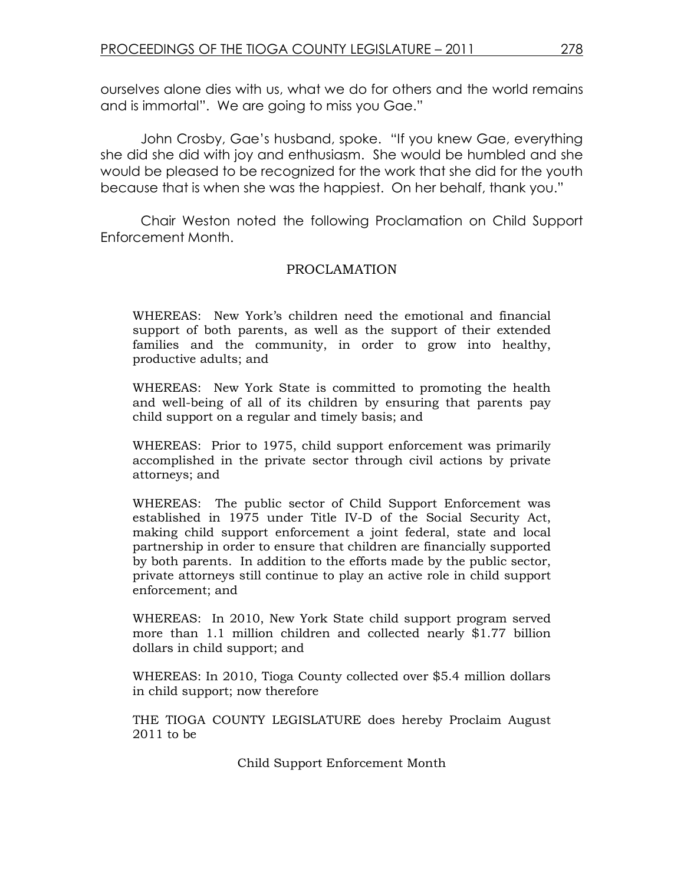ourselves alone dies with us, what we do for others and the world remains and is immortal". We are going to miss you Gae."

John Crosby, Gae's husband, spoke. "If you knew Gae, everything she did she did with joy and enthusiasm. She would be humbled and she would be pleased to be recognized for the work that she did for the youth because that is when she was the happiest. On her behalf, thank you."

Chair Weston noted the following Proclamation on Child Support Enforcement Month.

PROCLAMATION

WHEREAS: New York's children need the emotional and financial support of both parents, as well as the support of their extended families and the community, in order to grow into healthy, productive adults; and

WHEREAS: New York State is committed to promoting the health and well-being of all of its children by ensuring that parents pay child support on a regular and timely basis; and

WHEREAS: Prior to 1975, child support enforcement was primarily accomplished in the private sector through civil actions by private attorneys; and

WHEREAS: The public sector of Child Support Enforcement was established in 1975 under Title IV-D of the Social Security Act, making child support enforcement a joint federal, state and local partnership in order to ensure that children are financially supported by both parents. In addition to the efforts made by the public sector, private attorneys still continue to play an active role in child support enforcement; and

WHEREAS: In 2010, New York State child support program served more than 1.1 million children and collected nearly $1.77 billion dollars in child support; and

WHEREAS: In 2010, Tioga County collected over $5.4 million dollars in child support; now therefore

THE TIOGA COUNTY LEGISLATURE does hereby Proclaim August 2011 to be

Child Support Enforcement Month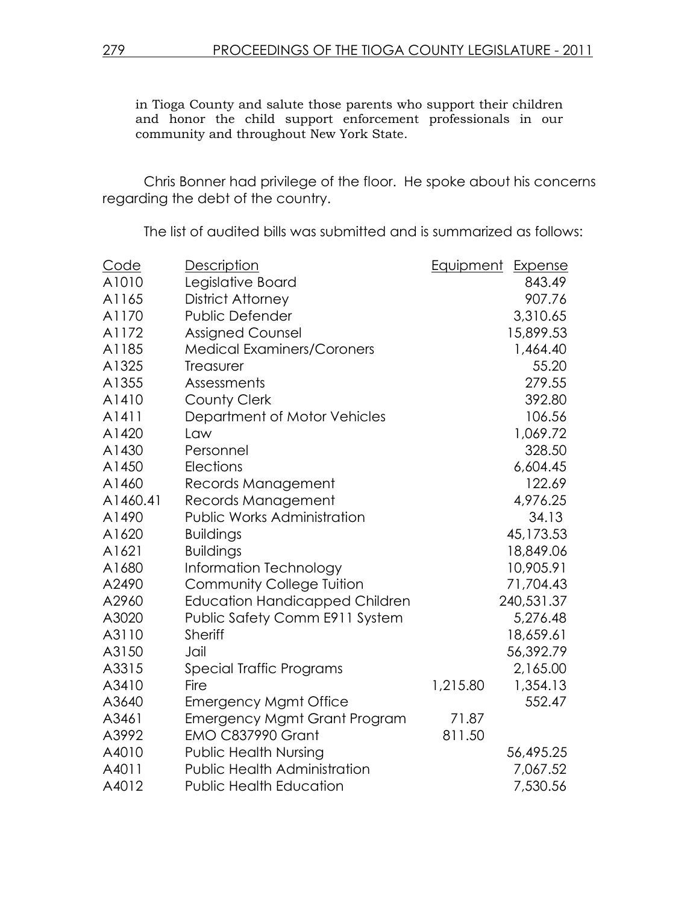in Tioga County and salute those parents who support their children and honor the child support enforcement professionals in our community and throughout New York State.

Chris Bonner had privilege of the floor. He spoke about his concerns regarding the debt of the country.

The list of audited bills was submitted and is summarized as follows:

| Code | Description | Equipment | Expense |
|---|---|---|---|
| A1010 | Legislative Board | | 843.49 |
| A1165 | District Attorney | | 907.76 |
| A1170 | Public Defender | | 3,310.65 |
| A1172 | Assigned Counsel | | 15,899.53 |
| A1185 | Medical Examiners/Coroners | | 1,464.40 |
| A1325 | Treasurer | | 55.20 |
| A1355 | Assessments | | 279.55 |
| A1410 | County Clerk | | 392.80 |
| A1411 | Department of Motor Vehicles | | 106.56 |
| A1420 | Law | | 1,069.72 |
| A1430 | Personnel | | 328.50 |
| A1450 | Elections | | 6,604.45 |
| A1460 | Records Management | | 122.69 |
| A1460.41 | Records Management | | 4,976.25 |
| A1490 | Public Works Administration | | 34.13 |
| A1620 | Buildings | | 45,173.53 |
| A1621 | Buildings | | 18,849.06 |
| A1680 | Information Technology | | 10,905.91 |
| A2490 | Community College Tuition | | 71,704.43 |
| A2960 | Education Handicapped Children | | 240,531.37 |
| A3020 | Public Safety Comm E911 System | | 5,276.48 |
| A3110 | Sheriff | | 18,659.61 |
| A3150 | Jail | | 56,392.79 |
| A3315 | Special Traffic Programs | | 2,165.00 |
| A3410 | Fire | 1,215.80 | 1,354.13 |
| A3640 | Emergency Mgmt Office | | 552.47 |
| A3461 | Emergency Mgmt Grant Program | 71.87 | |
| A3992 | EMO C837990 Grant | 811.50 | |
| A4010 | Public Health Nursing | | 56,495.25 |
| A4011 | Public Health Administration | | 7,067.52 |
| A4012 | Public Health Education | | 7,530.56 |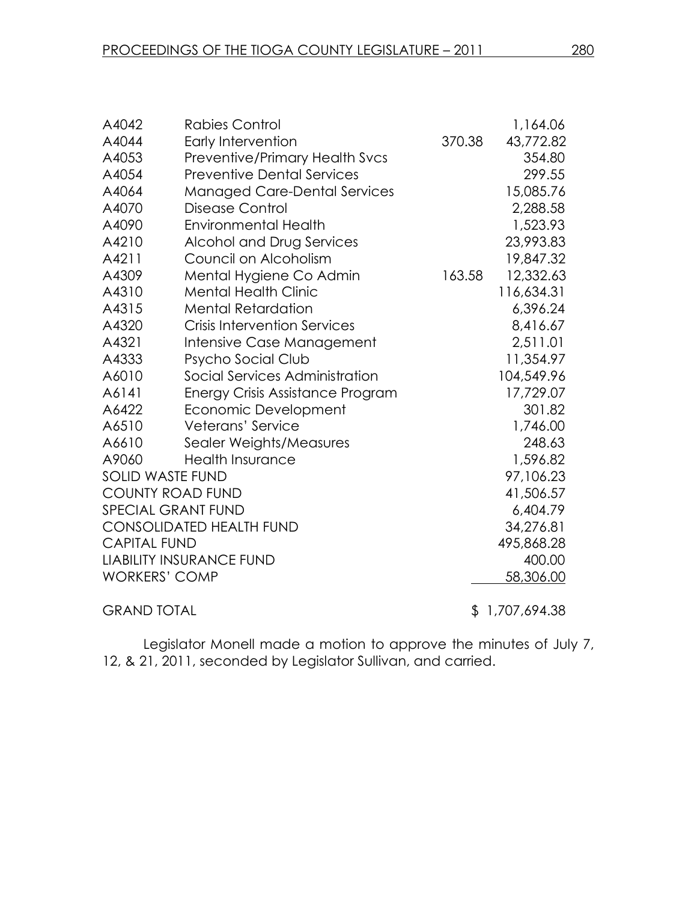| | | | |
|---|---|---|---|
| A4042 | Rabies Control | | 1,164.06 |
| A4044 | Early Intervention | 370.38 | 43,772.82 |
| A4053 | Preventive/Primary Health Svcs | | 354.80 |
| A4054 | Preventive Dental Services | | 299.55 |
| A4064 | Managed Care-Dental Services | | 15,085.76 |
| A4070 | Disease Control | | 2,288.58 |
| A4090 | Environmental Health | | 1,523.93 |
| A4210 | Alcohol and Drug Services | | 23,993.83 |
| A4211 | Council on Alcoholism | | 19,847.32 |
| A4309 | Mental Hygiene Co Admin | 163.58 | 12,332.63 |
| A4310 | Mental Health Clinic | | 116,634.31 |
| A4315 | Mental Retardation | | 6,396.24 |
| A4320 | Crisis Intervention Services | | 8,416.67 |
| A4321 | Intensive Case Management | | 2,511.01 |
| A4333 | Psycho Social Club | | 11,354.97 |
| A6010 | Social Services Administration | | 104,549.96 |
| A6141 | Energy Crisis Assistance Program | | 17,729.07 |
| A6422 | Economic Development | | 301.82 |
| A6510 | Veterans' Service | | 1,746.00 |
| A6610 | Sealer Weights/Measures | | 248.63 |
| A9060 | Health Insurance | | 1,596.82 |
| SOLID WASTE FUND | | | 97,106.23 |
| COUNTY ROAD FUND | | | 41,506.57 |
| SPECIAL GRANT FUND | | | 6,404.79 |
| CONSOLIDATED HEALTH FUND | | | 34,276.81 |
| CAPITAL FUND | | | 495,868.28 |
| LIABILITY INSURANCE FUND | | | 400.00 |
| WORKERS' COMP | | | 58,306.00 |
| GRAND TOTAL | | | $ 1,707,694.38 |

Legislator Monell made a motion to approve the minutes of July 7, 12, & 21, 2011, seconded by Legislator Sullivan, and carried.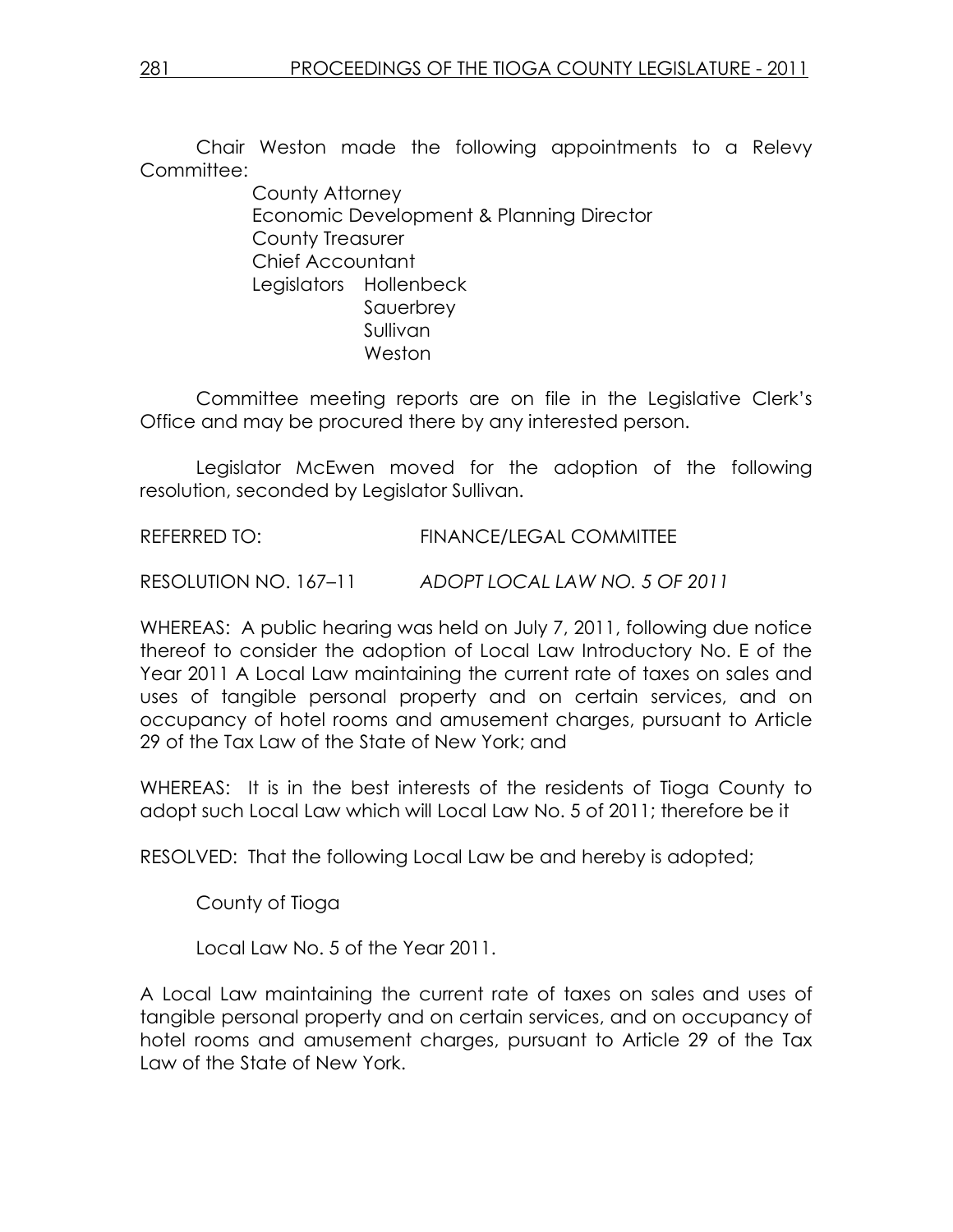Chair Weston made the following appointments to a Relevy Committee:

County Attorney  
Economic Development & Planning Director  
County Treasurer  
Chief Accountant  
Legislators Hollenbeck  
Sauerbrey  
Sullivan  
Weston

Committee meeting reports are on file in the Legislative Clerk's Office and may be procured there by any interested person.

Legislator McEwen moved for the adoption of the following resolution, seconded by Legislator Sullivan.

REFERRED TO: FINANCE/LEGAL COMMITTEE

RESOLUTION NO. 167–11 *ADOPT LOCAL LAW NO. 5 OF 2011*

WHEREAS: A public hearing was held on July 7, 2011, following due notice thereof to consider the adoption of Local Law Introductory No. E of the Year 2011 A Local Law maintaining the current rate of taxes on sales and uses of tangible personal property and on certain services, and on occupancy of hotel rooms and amusement charges, pursuant to Article 29 of the Tax Law of the State of New York; and

WHEREAS: It is in the best interests of the residents of Tioga County to adopt such Local Law which will Local Law No. 5 of 2011; therefore be it

RESOLVED: That the following Local Law be and hereby is adopted;

County of Tioga

Local Law No. 5 of the Year 2011.

A Local Law maintaining the current rate of taxes on sales and uses of tangible personal property and on certain services, and on occupancy of hotel rooms and amusement charges, pursuant to Article 29 of the Tax Law of the State of New York.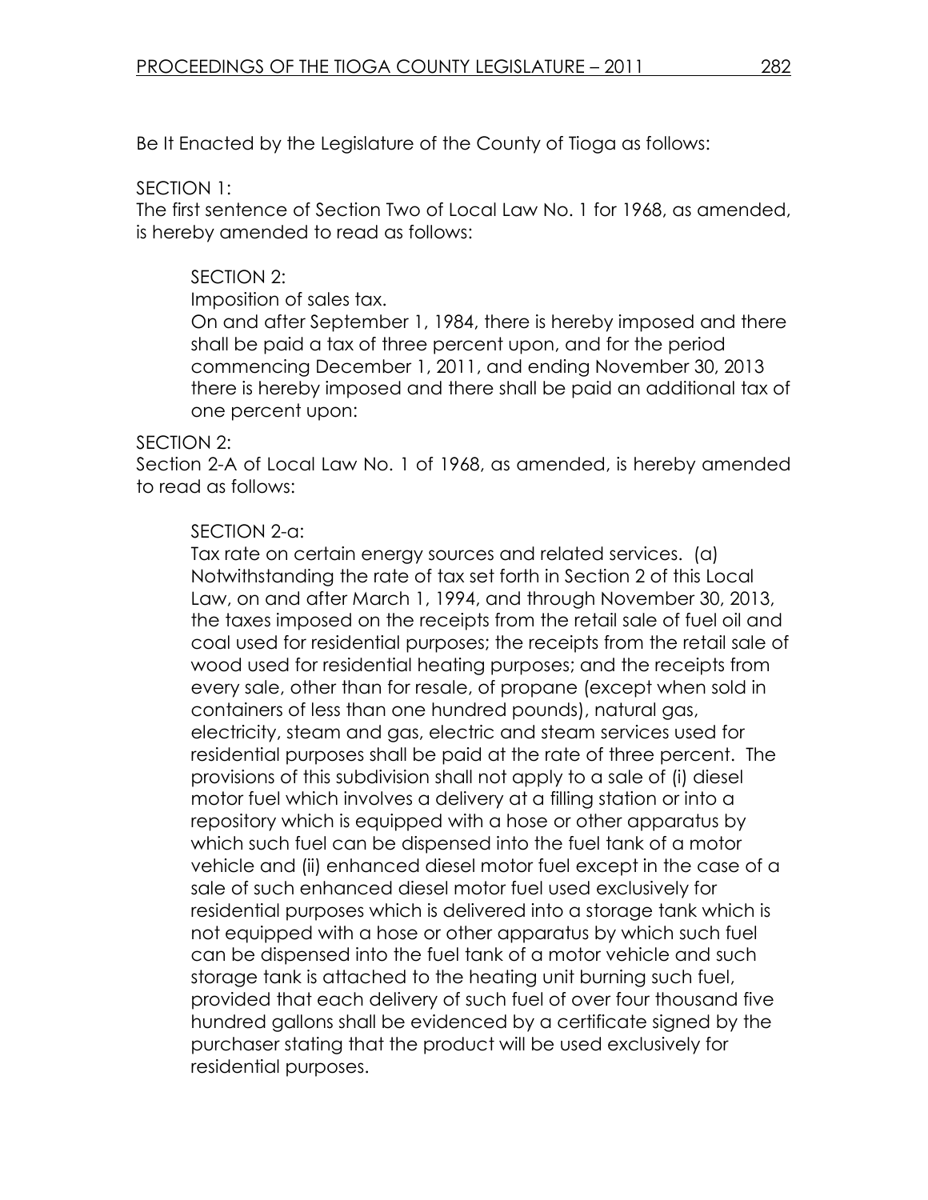Be It Enacted by the Legislature of the County of Tioga as follows:

SECTION 1:
The first sentence of Section Two of Local Law No. 1 for 1968, as amended, is hereby amended to read as follows:

> SECTION 2:
> Imposition of sales tax.
> On and after September 1, 1984, there is hereby imposed and there shall be paid a tax of three percent upon, and for the period commencing December 1, 2011, and ending November 30, 2013 there is hereby imposed and there shall be paid an additional tax of one percent upon:

SECTION 2:
Section 2-A of Local Law No. 1 of 1968, as amended, is hereby amended to read as follows:

> SECTION 2-a:
> Tax rate on certain energy sources and related services. (a) Notwithstanding the rate of tax set forth in Section 2 of this Local Law, on and after March 1, 1994, and through November 30, 2013, the taxes imposed on the receipts from the retail sale of fuel oil and coal used for residential purposes; the receipts from the retail sale of wood used for residential heating purposes; and the receipts from every sale, other than for resale, of propane (except when sold in containers of less than one hundred pounds), natural gas, electricity, steam and gas, electric and steam services used for residential purposes shall be paid at the rate of three percent. The provisions of this subdivision shall not apply to a sale of (i) diesel motor fuel which involves a delivery at a filling station or into a repository which is equipped with a hose or other apparatus by which such fuel can be dispensed into the fuel tank of a motor vehicle and (ii) enhanced diesel motor fuel except in the case of a sale of such enhanced diesel motor fuel used exclusively for residential purposes which is delivered into a storage tank which is not equipped with a hose or other apparatus by which such fuel can be dispensed into the fuel tank of a motor vehicle and such storage tank is attached to the heating unit burning such fuel, provided that each delivery of such fuel of over four thousand five hundred gallons shall be evidenced by a certificate signed by the purchaser stating that the product will be used exclusively for residential purposes.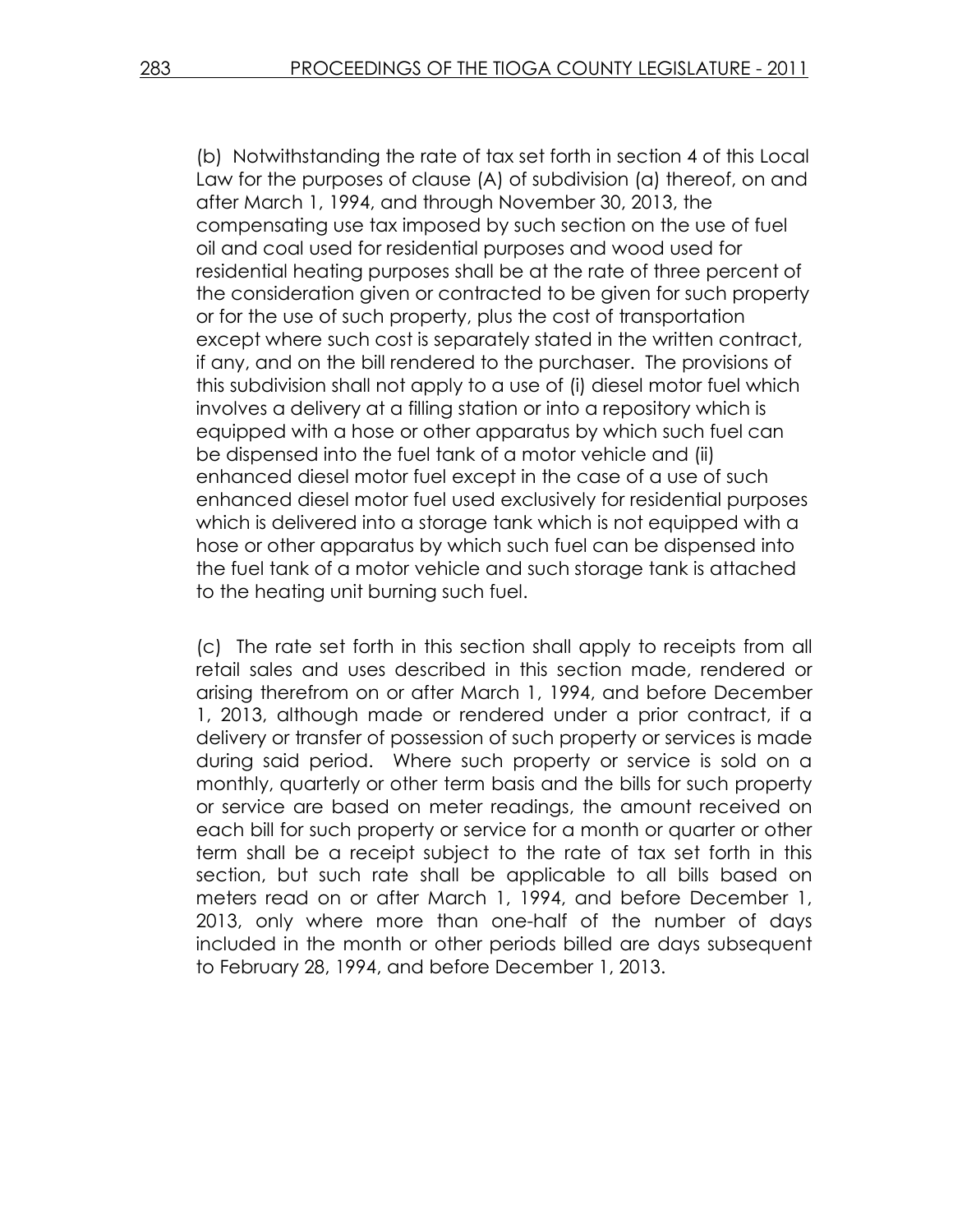(b) Notwithstanding the rate of tax set forth in section 4 of this Local Law for the purposes of clause (A) of subdivision (a) thereof, on and after March 1, 1994, and through November 30, 2013, the compensating use tax imposed by such section on the use of fuel oil and coal used for residential purposes and wood used for residential heating purposes shall be at the rate of three percent of the consideration given or contracted to be given for such property or for the use of such property, plus the cost of transportation except where such cost is separately stated in the written contract, if any, and on the bill rendered to the purchaser. The provisions of this subdivision shall not apply to a use of (i) diesel motor fuel which involves a delivery at a filling station or into a repository which is equipped with a hose or other apparatus by which such fuel can be dispensed into the fuel tank of a motor vehicle and (ii) enhanced diesel motor fuel except in the case of a use of such enhanced diesel motor fuel used exclusively for residential purposes which is delivered into a storage tank which is not equipped with a hose or other apparatus by which such fuel can be dispensed into the fuel tank of a motor vehicle and such storage tank is attached to the heating unit burning such fuel.

(c) The rate set forth in this section shall apply to receipts from all retail sales and uses described in this section made, rendered or arising therefrom on or after March 1, 1994, and before December 1, 2013, although made or rendered under a prior contract, if a delivery or transfer of possession of such property or services is made during said period. Where such property or service is sold on a monthly, quarterly or other term basis and the bills for such property or service are based on meter readings, the amount received on each bill for such property or service for a month or quarter or other term shall be a receipt subject to the rate of tax set forth in this section, but such rate shall be applicable to all bills based on meters read on or after March 1, 1994, and before December 1, 2013, only where more than one-half of the number of days included in the month or other periods billed are days subsequent to February 28, 1994, and before December 1, 2013.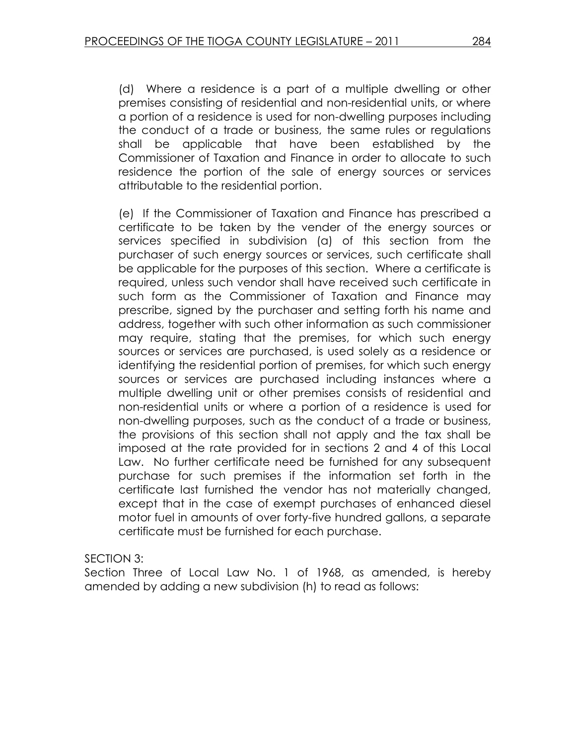(d) Where a residence is a part of a multiple dwelling or other premises consisting of residential and non-residential units, or where a portion of a residence is used for non-dwelling purposes including the conduct of a trade or business, the same rules or regulations shall be applicable that have been established by the Commissioner of Taxation and Finance in order to allocate to such residence the portion of the sale of energy sources or services attributable to the residential portion.

(e) If the Commissioner of Taxation and Finance has prescribed a certificate to be taken by the vender of the energy sources or services specified in subdivision (a) of this section from the purchaser of such energy sources or services, such certificate shall be applicable for the purposes of this section. Where a certificate is required, unless such vendor shall have received such certificate in such form as the Commissioner of Taxation and Finance may prescribe, signed by the purchaser and setting forth his name and address, together with such other information as such commissioner may require, stating that the premises, for which such energy sources or services are purchased, is used solely as a residence or identifying the residential portion of premises, for which such energy sources or services are purchased including instances where a multiple dwelling unit or other premises consists of residential and non-residential units or where a portion of a residence is used for non-dwelling purposes, such as the conduct of a trade or business, the provisions of this section shall not apply and the tax shall be imposed at the rate provided for in sections 2 and 4 of this Local Law. No further certificate need be furnished for any subsequent purchase for such premises if the information set forth in the certificate last furnished the vendor has not materially changed, except that in the case of exempt purchases of enhanced diesel motor fuel in amounts of over forty-five hundred gallons, a separate certificate must be furnished for each purchase.

SECTION 3:
Section Three of Local Law No. 1 of 1968, as amended, is hereby amended by adding a new subdivision (h) to read as follows: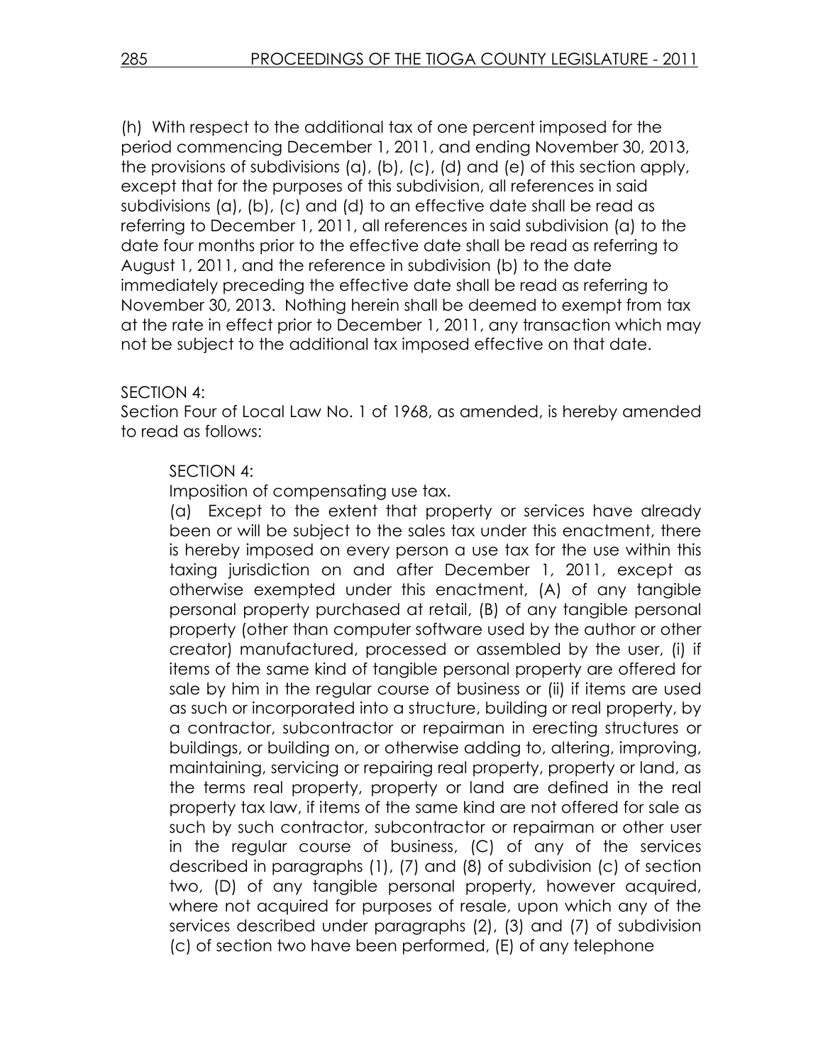(h) With respect to the additional tax of one percent imposed for the period commencing December 1, 2011, and ending November 30, 2013, the provisions of subdivisions (a), (b), (c), (d) and (e) of this section apply, except that for the purposes of this subdivision, all references in said subdivisions (a), (b), (c) and (d) to an effective date shall be read as referring to December 1, 2011, all references in said subdivision (a) to the date four months prior to the effective date shall be read as referring to August 1, 2011, and the reference in subdivision (b) to the date immediately preceding the effective date shall be read as referring to November 30, 2013. Nothing herein shall be deemed to exempt from tax at the rate in effect prior to December 1, 2011, any transaction which may not be subject to the additional tax imposed effective on that date.

SECTION 4:
Section Four of Local Law No. 1 of 1968, as amended, is hereby amended to read as follows:

> SECTION 4:
> Imposition of compensating use tax.
> (a) Except to the extent that property or services have already been or will be subject to the sales tax under this enactment, there is hereby imposed on every person a use tax for the use within this taxing jurisdiction on and after December 1, 2011, except as otherwise exempted under this enactment, (A) of any tangible personal property purchased at retail, (B) of any tangible personal property (other than computer software used by the author or other creator) manufactured, processed or assembled by the user, (i) if items of the same kind of tangible personal property are offered for sale by him in the regular course of business or (ii) if items are used as such or incorporated into a structure, building or real property, by a contractor, subcontractor or repairman in erecting structures or buildings, or building on, or otherwise adding to, altering, improving, maintaining, servicing or repairing real property, property or land, as the terms real property, property or land are defined in the real property tax law, if items of the same kind are not offered for sale as such by such contractor, subcontractor or repairman or other user in the regular course of business, (C) of any of the services described in paragraphs (1), (7) and (8) of subdivision (c) of section two, (D) of any tangible personal property, however acquired, where not acquired for purposes of resale, upon which any of the services described under paragraphs (2), (3) and (7) of subdivision (c) of section two have been performed, (E) of any telephone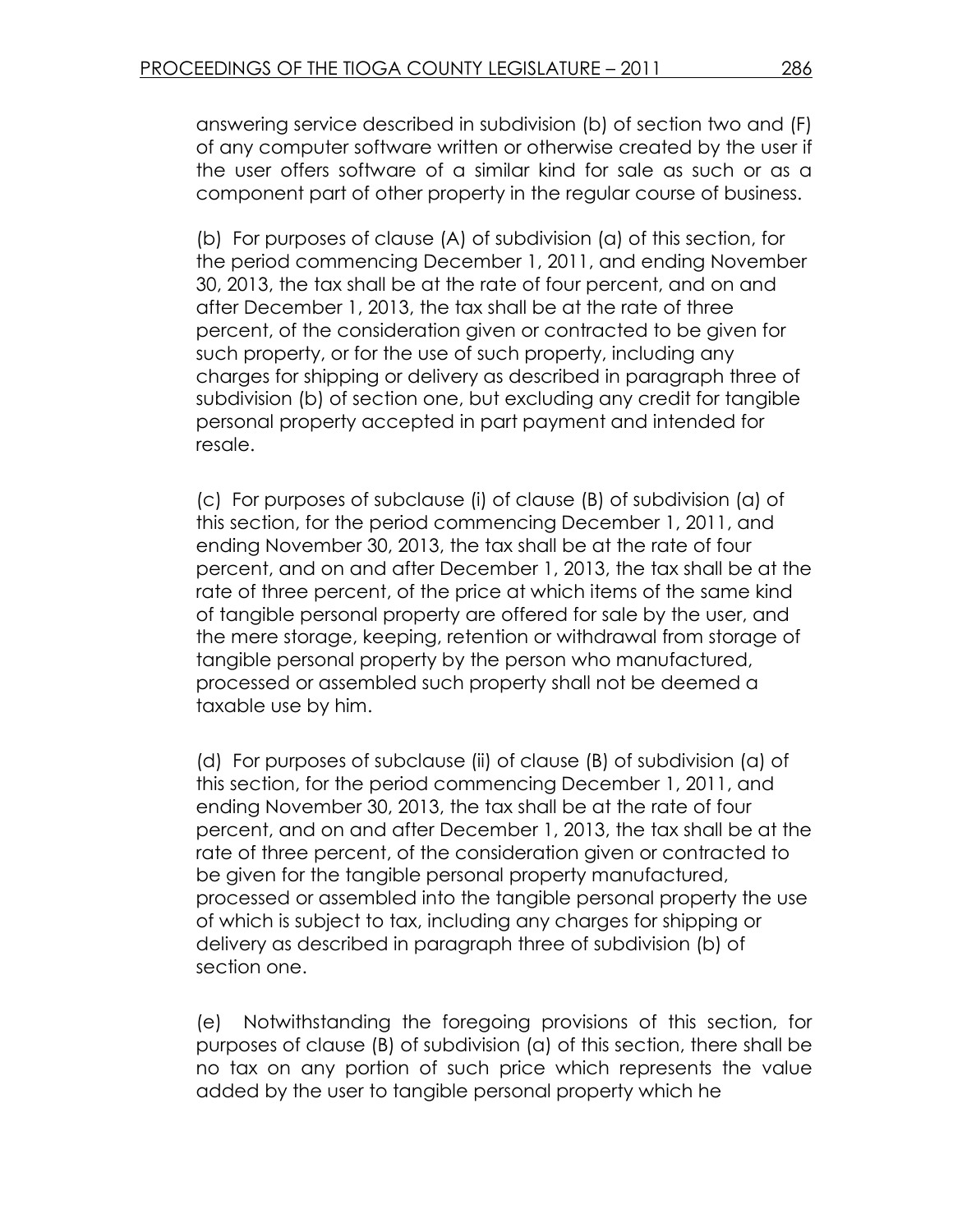answering service described in subdivision (b) of section two and (F) of any computer software written or otherwise created by the user if the user offers software of a similar kind for sale as such or as a component part of other property in the regular course of business.

(b) For purposes of clause (A) of subdivision (a) of this section, for the period commencing December 1, 2011, and ending November 30, 2013, the tax shall be at the rate of four percent, and on and after December 1, 2013, the tax shall be at the rate of three percent, of the consideration given or contracted to be given for such property, or for the use of such property, including any charges for shipping or delivery as described in paragraph three of subdivision (b) of section one, but excluding any credit for tangible personal property accepted in part payment and intended for resale.

(c) For purposes of subclause (i) of clause (B) of subdivision (a) of this section, for the period commencing December 1, 2011, and ending November 30, 2013, the tax shall be at the rate of four percent, and on and after December 1, 2013, the tax shall be at the rate of three percent, of the price at which items of the same kind of tangible personal property are offered for sale by the user, and the mere storage, keeping, retention or withdrawal from storage of tangible personal property by the person who manufactured, processed or assembled such property shall not be deemed a taxable use by him.

(d) For purposes of subclause (ii) of clause (B) of subdivision (a) of this section, for the period commencing December 1, 2011, and ending November 30, 2013, the tax shall be at the rate of four percent, and on and after December 1, 2013, the tax shall be at the rate of three percent, of the consideration given or contracted to be given for the tangible personal property manufactured, processed or assembled into the tangible personal property the use of which is subject to tax, including any charges for shipping or delivery as described in paragraph three of subdivision (b) of section one.

(e) Notwithstanding the foregoing provisions of this section, for purposes of clause (B) of subdivision (a) of this section, there shall be no tax on any portion of such price which represents the value added by the user to tangible personal property which he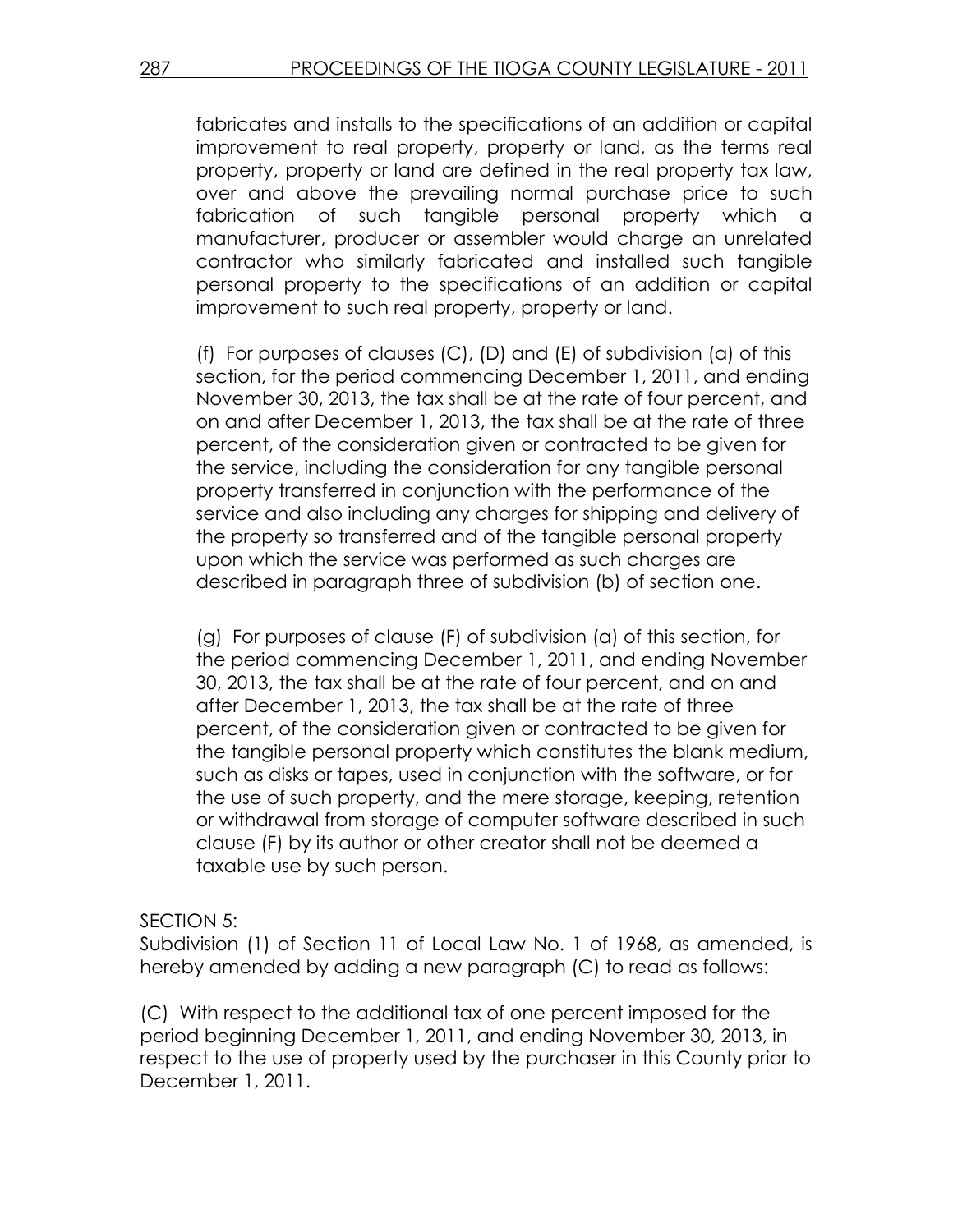fabricates and installs to the specifications of an addition or capital improvement to real property, property or land, as the terms real property, property or land are defined in the real property tax law, over and above the prevailing normal purchase price to such fabrication of such tangible personal property which a manufacturer, producer or assembler would charge an unrelated contractor who similarly fabricated and installed such tangible personal property to the specifications of an addition or capital improvement to such real property, property or land.

(f) For purposes of clauses (C), (D) and (E) of subdivision (a) of this section, for the period commencing December 1, 2011, and ending November 30, 2013, the tax shall be at the rate of four percent, and on and after December 1, 2013, the tax shall be at the rate of three percent, of the consideration given or contracted to be given for the service, including the consideration for any tangible personal property transferred in conjunction with the performance of the service and also including any charges for shipping and delivery of the property so transferred and of the tangible personal property upon which the service was performed as such charges are described in paragraph three of subdivision (b) of section one.

(g) For purposes of clause (F) of subdivision (a) of this section, for the period commencing December 1, 2011, and ending November 30, 2013, the tax shall be at the rate of four percent, and on and after December 1, 2013, the tax shall be at the rate of three percent, of the consideration given or contracted to be given for the tangible personal property which constitutes the blank medium, such as disks or tapes, used in conjunction with the software, or for the use of such property, and the mere storage, keeping, retention or withdrawal from storage of computer software described in such clause (F) by its author or other creator shall not be deemed a taxable use by such person.

SECTION 5:
Subdivision (1) of Section 11 of Local Law No. 1 of 1968, as amended, is hereby amended by adding a new paragraph (C) to read as follows:

(C) With respect to the additional tax of one percent imposed for the period beginning December 1, 2011, and ending November 30, 2013, in respect to the use of property used by the purchaser in this County prior to December 1, 2011.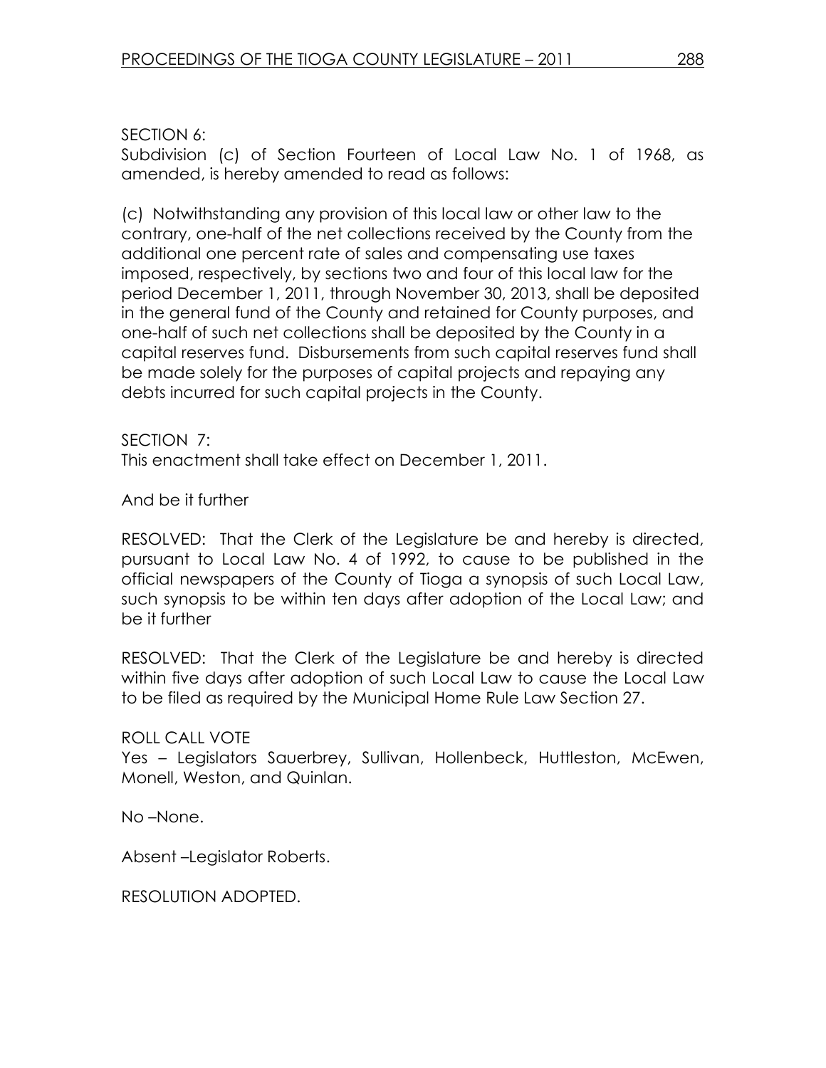SECTION 6:
Subdivision (c) of Section Fourteen of Local Law No. 1 of 1968, as amended, is hereby amended to read as follows:

(c) Notwithstanding any provision of this local law or other law to the contrary, one-half of the net collections received by the County from the additional one percent rate of sales and compensating use taxes imposed, respectively, by sections two and four of this local law for the period December 1, 2011, through November 30, 2013, shall be deposited in the general fund of the County and retained for County purposes, and one-half of such net collections shall be deposited by the County in a capital reserves fund. Disbursements from such capital reserves fund shall be made solely for the purposes of capital projects and repaying any debts incurred for such capital projects in the County.

SECTION 7:
This enactment shall take effect on December 1, 2011.

And be it further

RESOLVED: That the Clerk of the Legislature be and hereby is directed, pursuant to Local Law No. 4 of 1992, to cause to be published in the official newspapers of the County of Tioga a synopsis of such Local Law, such synopsis to be within ten days after adoption of the Local Law; and be it further

RESOLVED: That the Clerk of the Legislature be and hereby is directed within five days after adoption of such Local Law to cause the Local Law to be filed as required by the Municipal Home Rule Law Section 27.

ROLL CALL VOTE
Yes – Legislators Sauerbrey, Sullivan, Hollenbeck, Huttleston, McEwen, Monell, Weston, and Quinlan.

No –None.

Absent –Legislator Roberts.

RESOLUTION ADOPTED.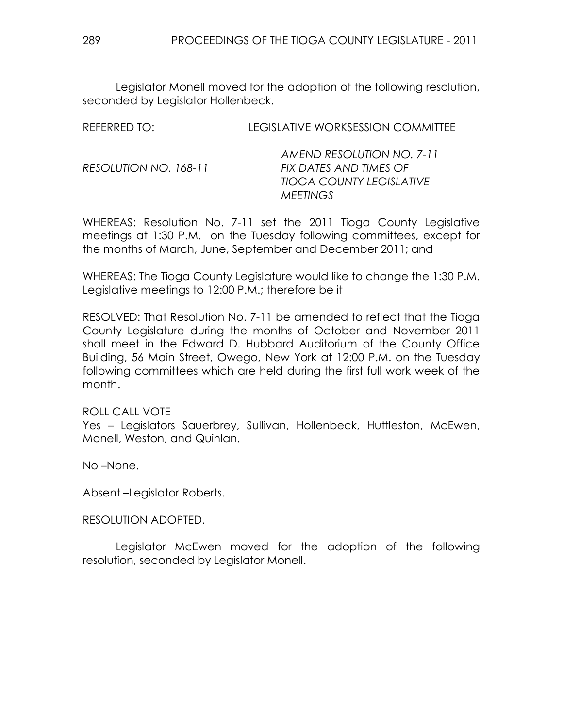Legislator Monell moved for the adoption of the following resolution, seconded by Legislator Hollenbeck.

REFERRED TO: LEGISLATIVE WORKSESSION COMMITTEE

*RESOLUTION NO. 168-11*

*AMEND RESOLUTION NO. 7-11*
*FIX DATES AND TIMES OF*
*TIOGA COUNTY LEGISLATIVE*
*MEETINGS*

WHEREAS: Resolution No. 7-11 set the 2011 Tioga County Legislative meetings at 1:30 P.M. on the Tuesday following committees, except for the months of March, June, September and December 2011; and

WHEREAS: The Tioga County Legislature would like to change the 1:30 P.M. Legislative meetings to 12:00 P.M.; therefore be it

RESOLVED: That Resolution No. 7-11 be amended to reflect that the Tioga County Legislature during the months of October and November 2011 shall meet in the Edward D. Hubbard Auditorium of the County Office Building, 56 Main Street, Owego, New York at 12:00 P.M. on the Tuesday following committees which are held during the first full work week of the month.

ROLL CALL VOTE
Yes – Legislators Sauerbrey, Sullivan, Hollenbeck, Huttleston, McEwen, Monell, Weston, and Quinlan.

No –None.

Absent –Legislator Roberts.

RESOLUTION ADOPTED.

Legislator McEwen moved for the adoption of the following resolution, seconded by Legislator Monell.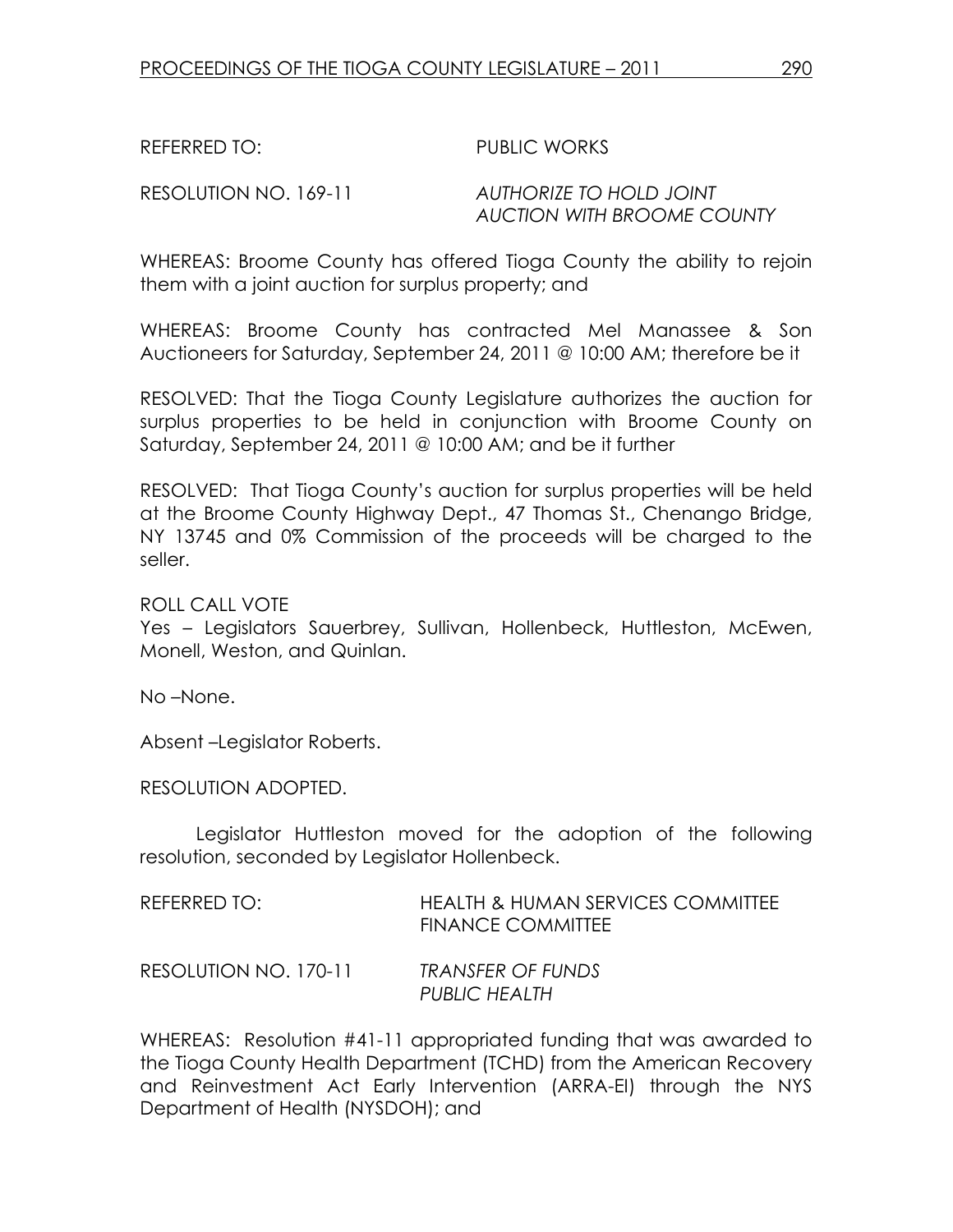REFERRED TO: PUBLIC WORKS

RESOLUTION NO. 169-11 *AUTHORIZE TO HOLD JOINT AUCTION WITH BROOME COUNTY*

WHEREAS: Broome County has offered Tioga County the ability to rejoin them with a joint auction for surplus property; and

WHEREAS: Broome County has contracted Mel Manassee & Son Auctioneers for Saturday, September 24, 2011 @ 10:00 AM; therefore be it

RESOLVED: That the Tioga County Legislature authorizes the auction for surplus properties to be held in conjunction with Broome County on Saturday, September 24, 2011 @ 10:00 AM; and be it further

RESOLVED: That Tioga County's auction for surplus properties will be held at the Broome County Highway Dept., 47 Thomas St., Chenango Bridge, NY 13745 and 0% Commission of the proceeds will be charged to the seller.

ROLL CALL VOTE
Yes – Legislators Sauerbrey, Sullivan, Hollenbeck, Huttleston, McEwen, Monell, Weston, and Quinlan.

No –None.

Absent –Legislator Roberts.

RESOLUTION ADOPTED.

Legislator Huttleston moved for the adoption of the following resolution, seconded by Legislator Hollenbeck.

REFERRED TO: HEALTH & HUMAN SERVICES COMMITTEE
FINANCE COMMITTEE

RESOLUTION NO. 170-11 *TRANSFER OF FUNDS PUBLIC HEALTH*

WHEREAS: Resolution #41-11 appropriated funding that was awarded to the Tioga County Health Department (TCHD) from the American Recovery and Reinvestment Act Early Intervention (ARRA-EI) through the NYS Department of Health (NYSDOH); and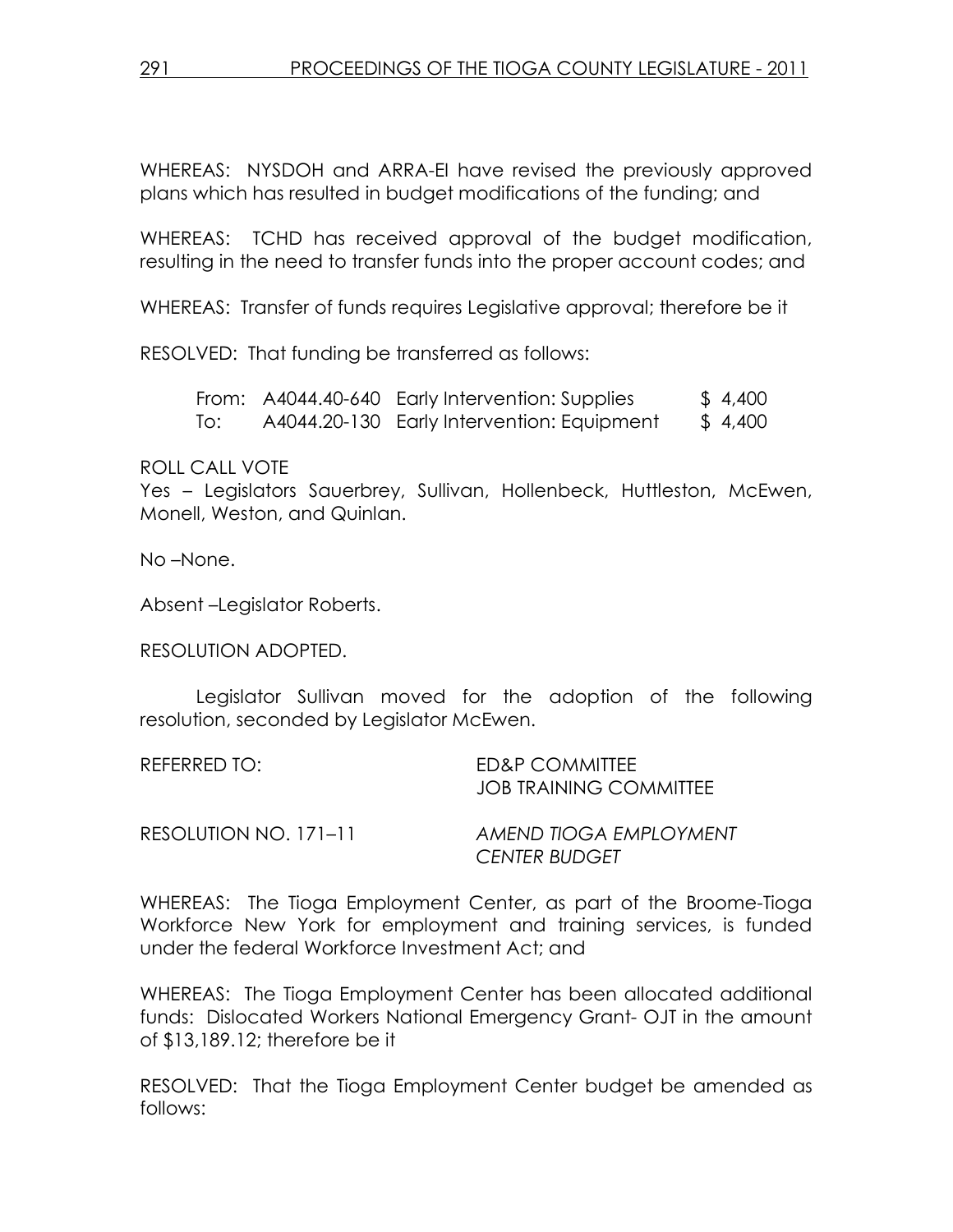WHEREAS: NYSDOH and ARRA-EI have revised the previously approved plans which has resulted in budget modifications of the funding; and

WHEREAS: TCHD has received approval of the budget modification, resulting in the need to transfer funds into the proper account codes; and

WHEREAS: Transfer of funds requires Legislative approval; therefore be it

RESOLVED: That funding be transferred as follows:

| | | | |
|---|---|---|---|
| From: | A4044.40-640 | Early Intervention: Supplies | $ 4,400 |
| To: | A4044.20-130 | Early Intervention: Equipment | $ 4,400 |

ROLL CALL VOTE
Yes – Legislators Sauerbrey, Sullivan, Hollenbeck, Huttleston, McEwen, Monell, Weston, and Quinlan.

No –None.

Absent –Legislator Roberts.

RESOLUTION ADOPTED.

Legislator Sullivan moved for the adoption of the following resolution, seconded by Legislator McEwen.

REFERRED TO: ED&P COMMITTEE
JOB TRAINING COMMITTEE

RESOLUTION NO. 171–11 *AMEND TIOGA EMPLOYMENT CENTER BUDGET*

WHEREAS: The Tioga Employment Center, as part of the Broome-Tioga Workforce New York for employment and training services, is funded under the federal Workforce Investment Act; and

WHEREAS: The Tioga Employment Center has been allocated additional funds: Dislocated Workers National Emergency Grant- OJT in the amount of $13,189.12; therefore be it

RESOLVED: That the Tioga Employment Center budget be amended as follows: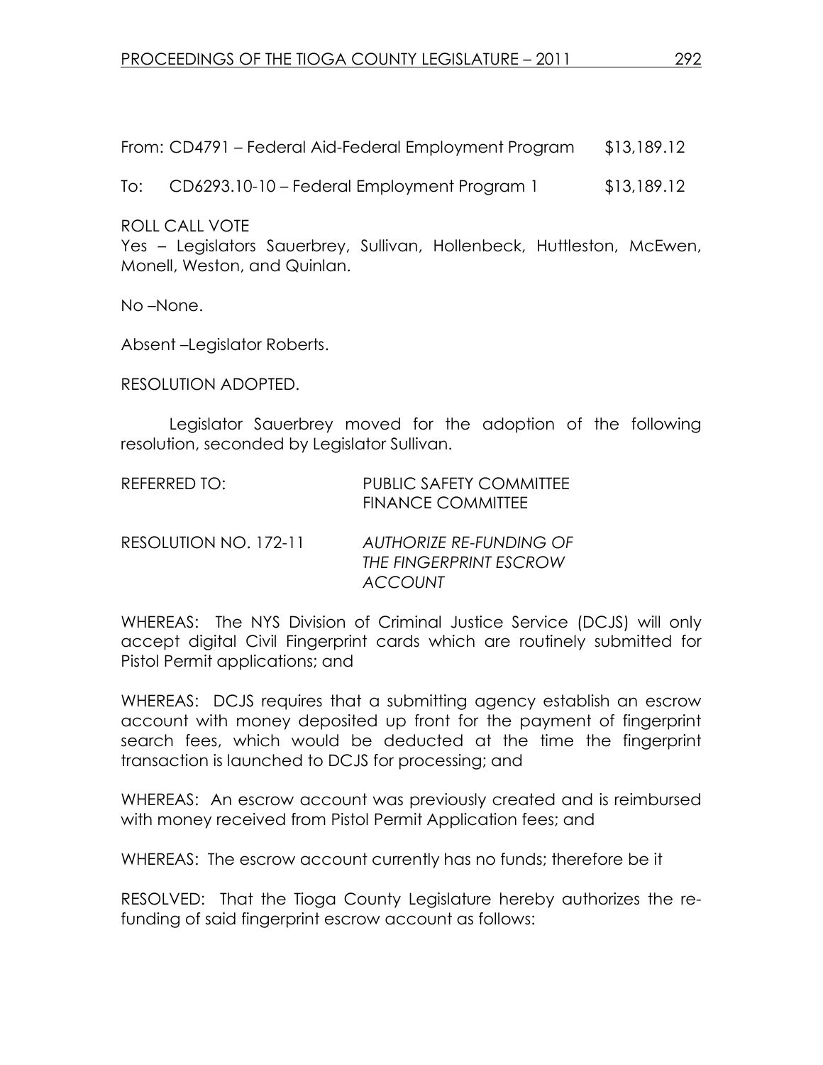From: CD4791 – Federal Aid-Federal Employment Program $13,189.12

To: CD6293.10-10 – Federal Employment Program 1 $13,189.12

ROLL CALL VOTE
Yes – Legislators Sauerbrey, Sullivan, Hollenbeck, Huttleston, McEwen, Monell, Weston, and Quinlan.

No –None.

Absent –Legislator Roberts.

RESOLUTION ADOPTED.

Legislator Sauerbrey moved for the adoption of the following resolution, seconded by Legislator Sullivan.

REFERRED TO: PUBLIC SAFETY COMMITTEE
FINANCE COMMITTEE

RESOLUTION NO. 172-11 *AUTHORIZE RE-FUNDING OF THE FINGERPRINT ESCROW ACCOUNT*

WHEREAS: The NYS Division of Criminal Justice Service (DCJS) will only accept digital Civil Fingerprint cards which are routinely submitted for Pistol Permit applications; and

WHEREAS: DCJS requires that a submitting agency establish an escrow account with money deposited up front for the payment of fingerprint search fees, which would be deducted at the time the fingerprint transaction is launched to DCJS for processing; and

WHEREAS: An escrow account was previously created and is reimbursed with money received from Pistol Permit Application fees; and

WHEREAS: The escrow account currently has no funds; therefore be it

RESOLVED: That the Tioga County Legislature hereby authorizes the re-funding of said fingerprint escrow account as follows: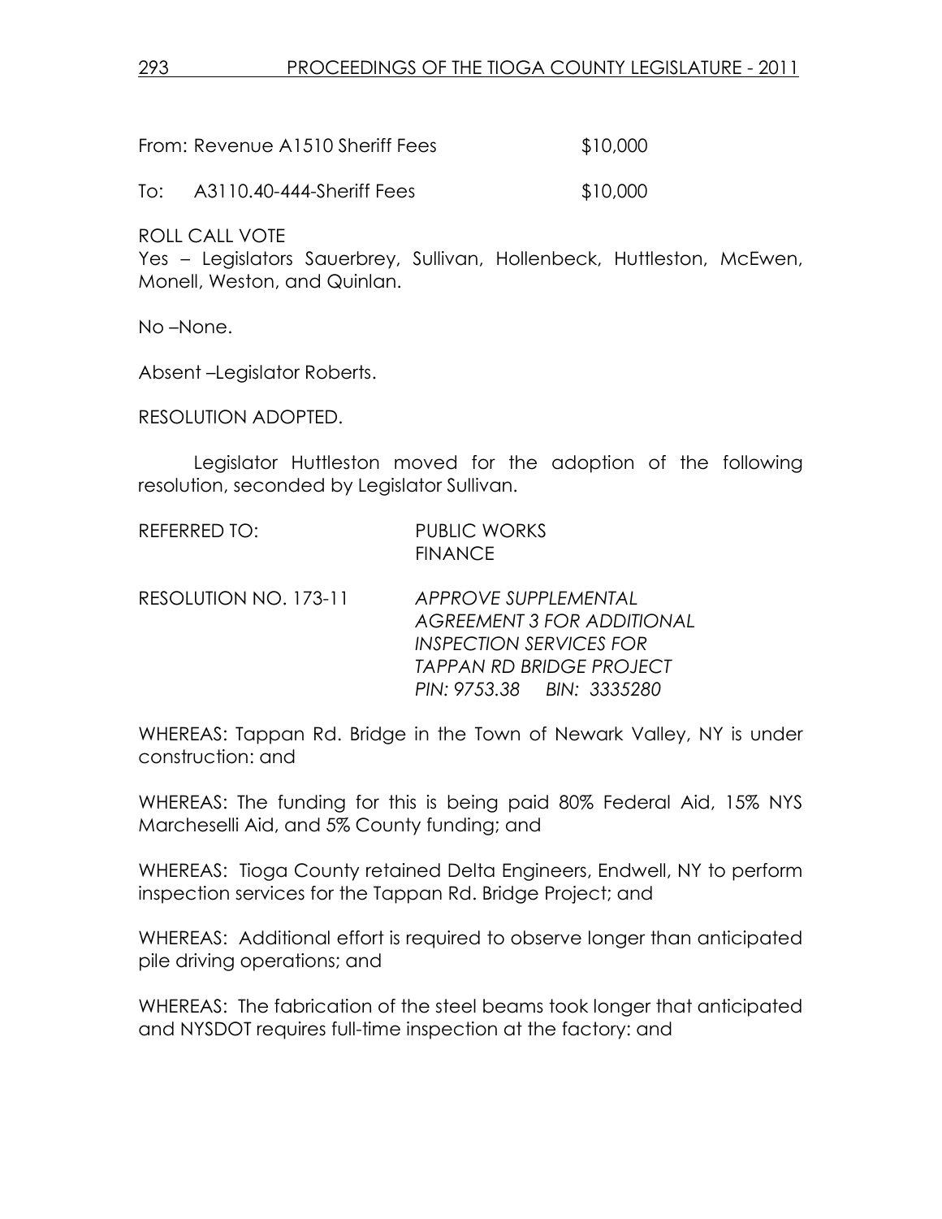From: Revenue A1510 Sheriff Fees $10,000

To: A3110.40-444-Sheriff Fees $10,000

ROLL CALL VOTE
Yes – Legislators Sauerbrey, Sullivan, Hollenbeck, Huttleston, McEwen, Monell, Weston, and Quinlan.

No –None.

Absent –Legislator Roberts.

RESOLUTION ADOPTED.

Legislator Huttleston moved for the adoption of the following resolution, seconded by Legislator Sullivan.

REFERRED TO: PUBLIC WORKS
FINANCE

RESOLUTION NO. 173-11 *APPROVE SUPPLEMENTAL AGREEMENT 3 FOR ADDITIONAL INSPECTION SERVICES FOR TAPPAN RD BRIDGE PROJECT PIN: 9753.38 BIN: 3335280*

WHEREAS: Tappan Rd. Bridge in the Town of Newark Valley, NY is under construction: and

WHEREAS: The funding for this is being paid 80% Federal Aid, 15% NYS Marcheselli Aid, and 5% County funding; and

WHEREAS: Tioga County retained Delta Engineers, Endwell, NY to perform inspection services for the Tappan Rd. Bridge Project; and

WHEREAS: Additional effort is required to observe longer than anticipated pile driving operations; and

WHEREAS: The fabrication of the steel beams took longer that anticipated and NYSDOT requires full-time inspection at the factory: and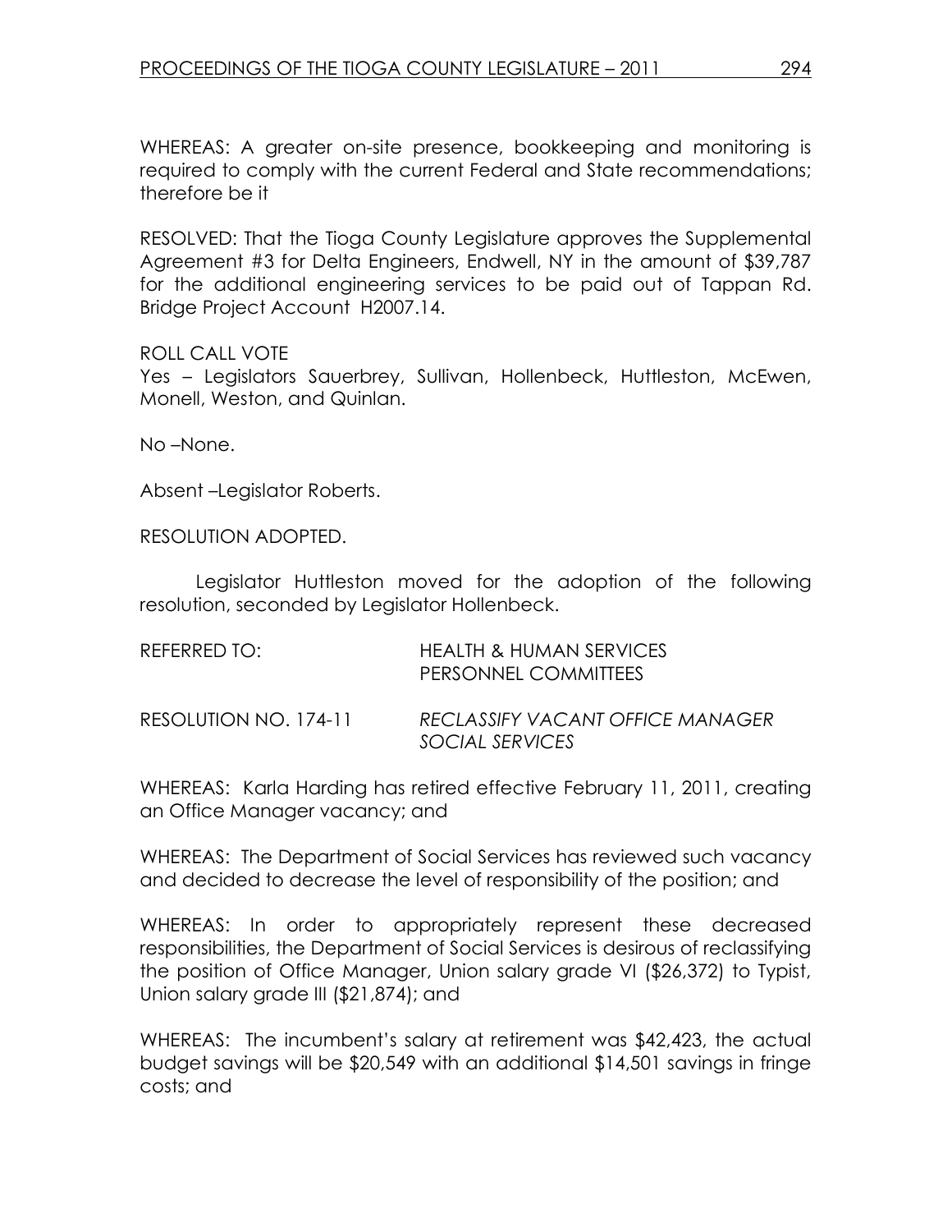WHEREAS: A greater on-site presence, bookkeeping and monitoring is required to comply with the current Federal and State recommendations; therefore be it

RESOLVED: That the Tioga County Legislature approves the Supplemental Agreement #3 for Delta Engineers, Endwell, NY in the amount of $39,787 for the additional engineering services to be paid out of Tappan Rd. Bridge Project Account H2007.14.

ROLL CALL VOTE
Yes – Legislators Sauerbrey, Sullivan, Hollenbeck, Huttleston, McEwen, Monell, Weston, and Quinlan.

No –None.

Absent –Legislator Roberts.

RESOLUTION ADOPTED.

Legislator Huttleston moved for the adoption of the following resolution, seconded by Legislator Hollenbeck.

REFERRED TO: HEALTH & HUMAN SERVICES
PERSONNEL COMMITTEES

RESOLUTION NO. 174-11 *RECLASSIFY VACANT OFFICE MANAGER SOCIAL SERVICES*

WHEREAS: Karla Harding has retired effective February 11, 2011, creating an Office Manager vacancy; and

WHEREAS: The Department of Social Services has reviewed such vacancy and decided to decrease the level of responsibility of the position; and

WHEREAS: In order to appropriately represent these decreased responsibilities, the Department of Social Services is desirous of reclassifying the position of Office Manager, Union salary grade VI ($26,372) to Typist, Union salary grade III ($21,874); and

WHEREAS: The incumbent's salary at retirement was $42,423, the actual budget savings will be $20,549 with an additional $14,501 savings in fringe costs; and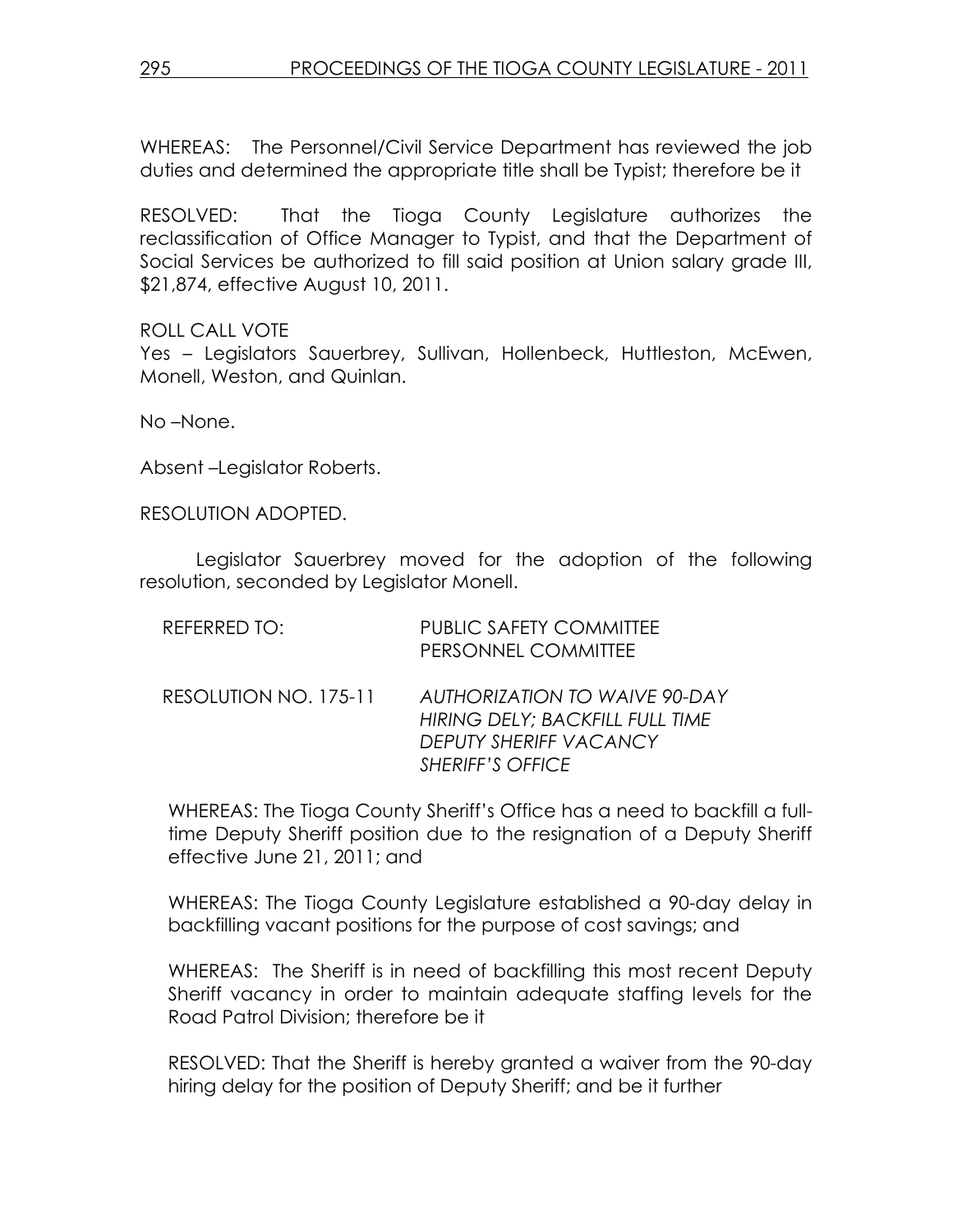WHEREAS: The Personnel/Civil Service Department has reviewed the job duties and determined the appropriate title shall be Typist; therefore be it

RESOLVED: That the Tioga County Legislature authorizes the reclassification of Office Manager to Typist, and that the Department of Social Services be authorized to fill said position at Union salary grade III, \$21,874, effective August 10, 2011.

ROLL CALL VOTE
Yes – Legislators Sauerbrey, Sullivan, Hollenbeck, Huttleston, McEwen, Monell, Weston, and Quinlan.

No –None.

Absent –Legislator Roberts.

RESOLUTION ADOPTED.

Legislator Sauerbrey moved for the adoption of the following resolution, seconded by Legislator Monell.

REFERRED TO: PUBLIC SAFETY COMMITTEE
PERSONNEL COMMITTEE

RESOLUTION NO. 175-11 *AUTHORIZATION TO WAIVE 90-DAY HIRING DELY; BACKFILL FULL TIME DEPUTY SHERIFF VACANCY SHERIFF'S OFFICE*

WHEREAS: The Tioga County Sheriff's Office has a need to backfill a full-time Deputy Sheriff position due to the resignation of a Deputy Sheriff effective June 21, 2011; and

WHEREAS: The Tioga County Legislature established a 90-day delay in backfilling vacant positions for the purpose of cost savings; and

WHEREAS: The Sheriff is in need of backfilling this most recent Deputy Sheriff vacancy in order to maintain adequate staffing levels for the Road Patrol Division; therefore be it

RESOLVED: That the Sheriff is hereby granted a waiver from the 90-day hiring delay for the position of Deputy Sheriff; and be it further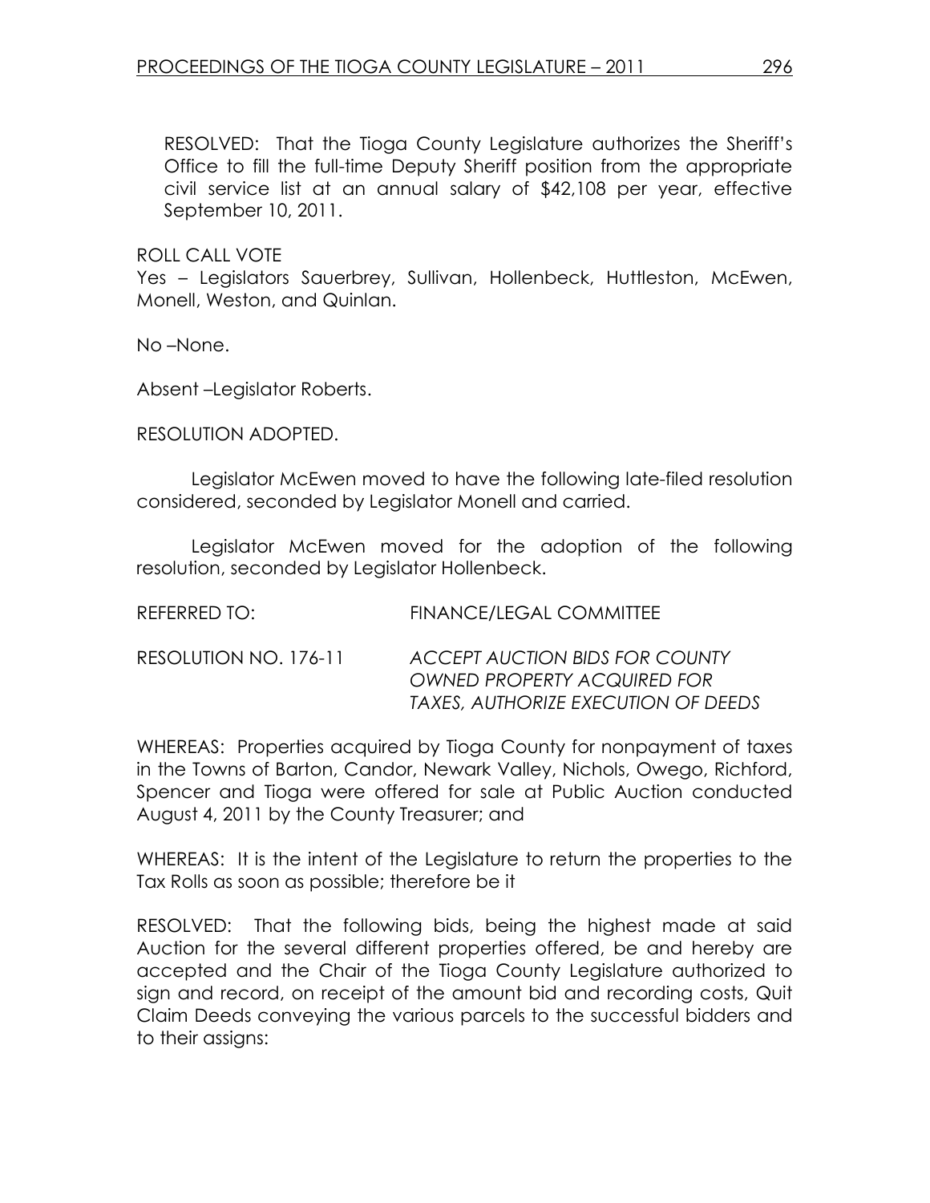RESOLVED: That the Tioga County Legislature authorizes the Sheriff's Office to fill the full-time Deputy Sheriff position from the appropriate civil service list at an annual salary of $42,108 per year, effective September 10, 2011.

ROLL CALL VOTE

Yes – Legislators Sauerbrey, Sullivan, Hollenbeck, Huttleston, McEwen, Monell, Weston, and Quinlan.

No –None.

Absent –Legislator Roberts.

RESOLUTION ADOPTED.

Legislator McEwen moved to have the following late-filed resolution considered, seconded by Legislator Monell and carried.

Legislator McEwen moved for the adoption of the following resolution, seconded by Legislator Hollenbeck.

REFERRED TO: FINANCE/LEGAL COMMITTEE

RESOLUTION NO. 176-11 *ACCEPT AUCTION BIDS FOR COUNTY OWNED PROPERTY ACQUIRED FOR TAXES, AUTHORIZE EXECUTION OF DEEDS*

WHEREAS: Properties acquired by Tioga County for nonpayment of taxes in the Towns of Barton, Candor, Newark Valley, Nichols, Owego, Richford, Spencer and Tioga were offered for sale at Public Auction conducted August 4, 2011 by the County Treasurer; and

WHEREAS: It is the intent of the Legislature to return the properties to the Tax Rolls as soon as possible; therefore be it

RESOLVED: That the following bids, being the highest made at said Auction for the several different properties offered, be and hereby are accepted and the Chair of the Tioga County Legislature authorized to sign and record, on receipt of the amount bid and recording costs, Quit Claim Deeds conveying the various parcels to the successful bidders and to their assigns: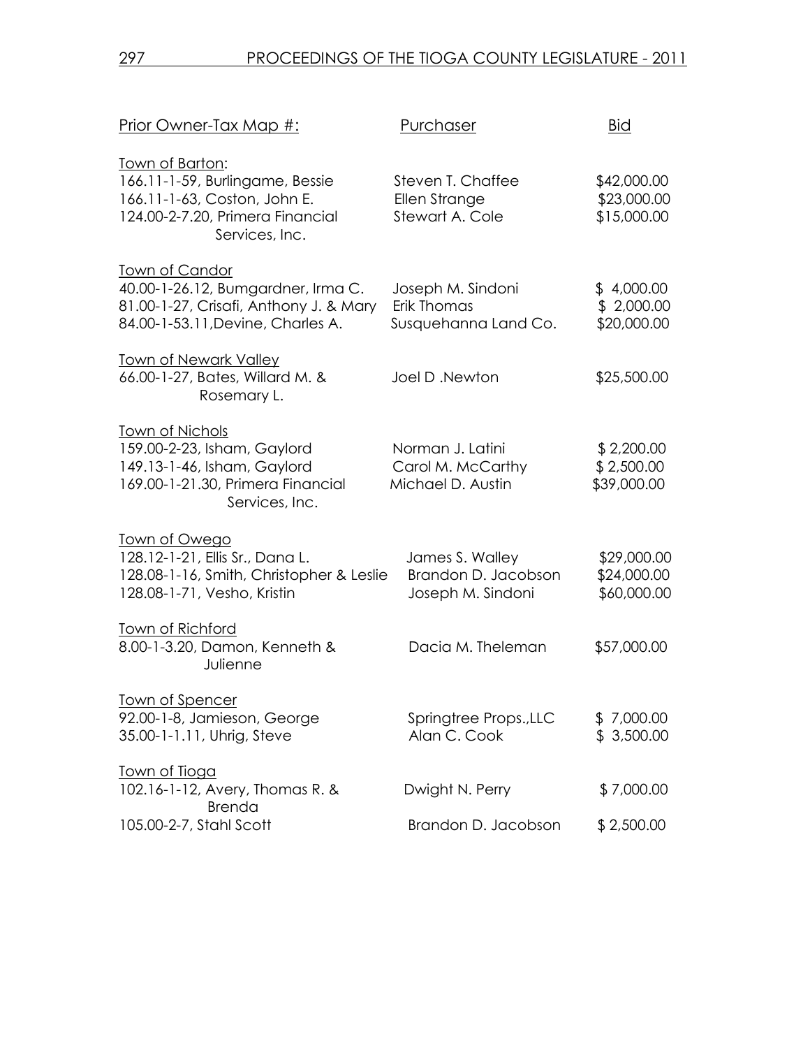| Prior Owner-Tax Map #: | Purchaser | Bid |
|---|---|---|
| Town of Barton: | | |
| 166.11-1-59, Burlingame, Bessie | Steven T. Chaffee | $42,000.00 |
| 166.11-1-63, Coston, John E. | Ellen Strange | $23,000.00 |
| 124.00-2-7.20, Primera Financial Services, Inc. | Stewart A. Cole | $15,000.00 |
| Town of Candor | | |
| 40.00-1-26.12, Bumgardner, Irma C. | Joseph M. Sindoni | $ 4,000.00 |
| 81.00-1-27, Crisafi, Anthony J. & Mary | Erik Thomas | $ 2,000.00 |
| 84.00-1-53.11,Devine, Charles A. | Susquehanna Land Co. | $20,000.00 |
| Town of Newark Valley | | |
| 66.00-1-27, Bates, Willard M. & Rosemary L. | Joel D .Newton | $25,500.00 |
| Town of Nichols | | |
| 159.00-2-23, Isham, Gaylord | Norman J. Latini | $ 2,200.00 |
| 149.13-1-46, Isham, Gaylord | Carol M. McCarthy | $ 2,500.00 |
| 169.00-1-21.30, Primera Financial Services, Inc. | Michael D. Austin | $39,000.00 |
| Town of Owego | | |
| 128.12-1-21, Ellis Sr., Dana L. | James S. Walley | $29,000.00 |
| 128.08-1-16, Smith, Christopher & Leslie | Brandon D. Jacobson | $24,000.00 |
| 128.08-1-71, Vesho, Kristin | Joseph M. Sindoni | $60,000.00 |
| Town of Richford | | |
| 8.00-1-3.20, Damon, Kenneth & Julienne | Dacia M. Theleman | $57,000.00 |
| Town of Spencer | | |
| 92.00-1-8, Jamieson, George | Springtree Props.,LLC | $ 7,000.00 |
| 35.00-1-1.11, Uhrig, Steve | Alan C. Cook | $ 3,500.00 |
| Town of Tioga | | |
| 102.16-1-12, Avery, Thomas R. & Brenda | Dwight N. Perry | $ 7,000.00 |
| 105.00-2-7, Stahl Scott | Brandon D. Jacobson | $ 2,500.00 |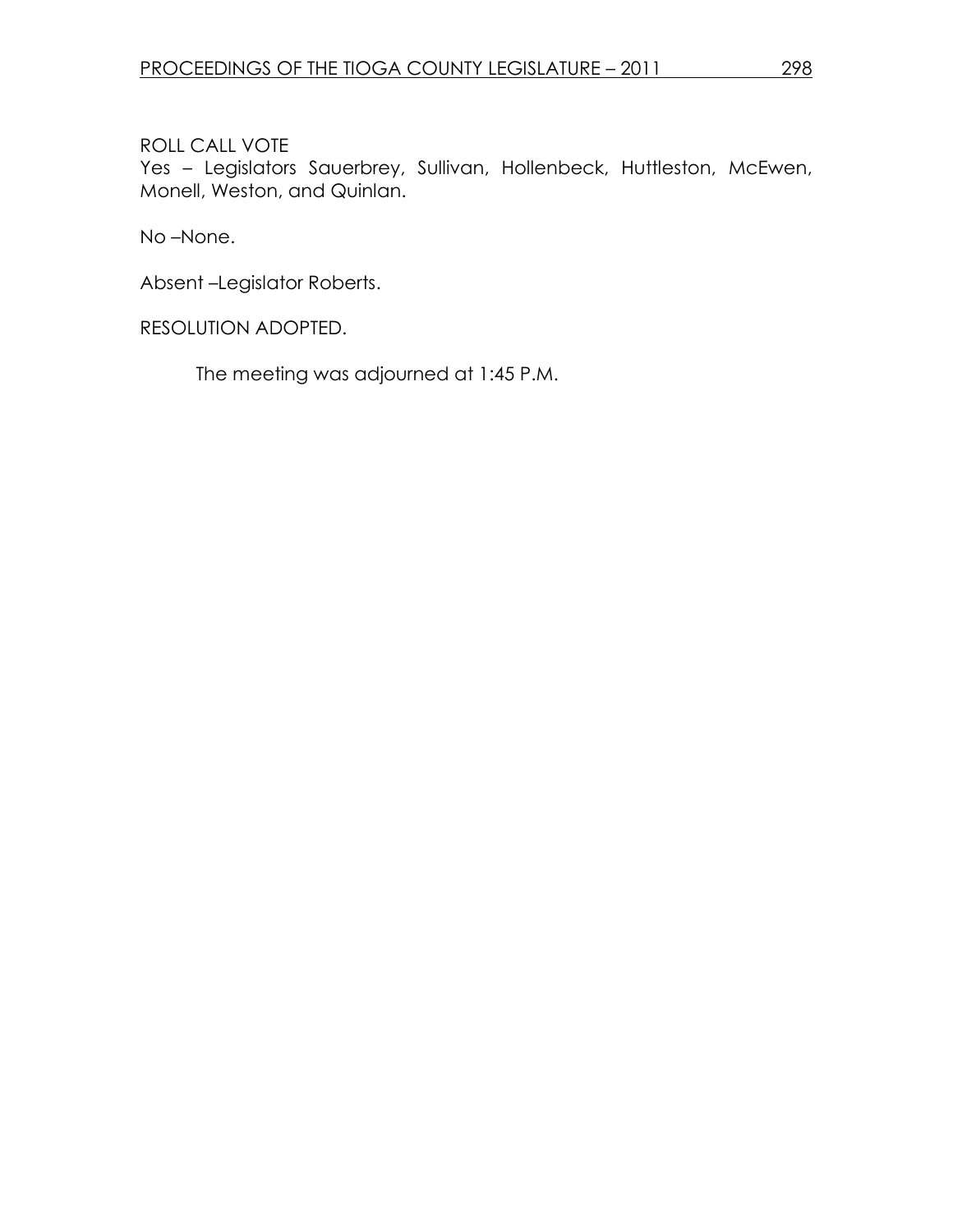ROLL CALL VOTE
Yes – Legislators Sauerbrey, Sullivan, Hollenbeck, Huttleston, McEwen, Monell, Weston, and Quinlan.

No –None.

Absent –Legislator Roberts.

RESOLUTION ADOPTED.

The meeting was adjourned at 1:45 P.M.